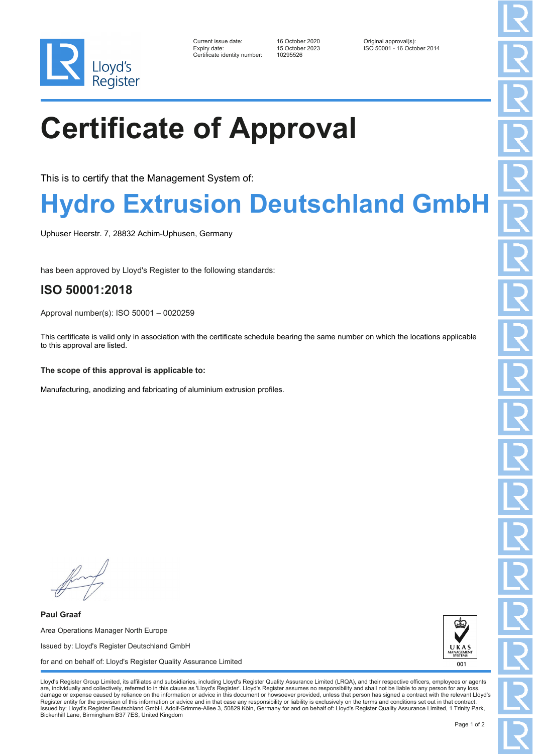Current issue date: 16 October 2020
Expiry date: 15 October 2023
Certificate identity number: 10295526

Original approval(s):
ISO 50001 - 16 October 2014

# Certificate of Approval

This is to certify that the Management System of:

## Hydro Extrusion Deutschland GmbH

Uphuser Heerstr. 7, 28832 Achim-Uphusen, Germany

has been approved by Lloyd's Register to the following standards:

### ISO 50001:2018

Approval number(s): ISO 50001 – 0020259

This certificate is valid only in association with the certificate schedule bearing the same number on which the locations applicable to this approval are listed.

**The scope of this approval is applicable to:**

Manufacturing, anodizing and fabricating of aluminium extrusion profiles.

**Paul Graaf**

Area Operations Manager North Europe

Issued by: Lloyd's Register Deutschland GmbH

for and on behalf of: Lloyd's Register Quality Assurance Limited

UKAS MANAGEMENT SYSTEMS 001

Lloyd's Register Group Limited, its affiliates and subsidiaries, including Lloyd's Register Quality Assurance Limited (LRQA), and their respective officers, employees or agents are, individually and collectively, referred to in this clause as 'Lloyd's Register'. Lloyd's Register assumes no responsibility and shall not be liable to any person for any loss, damage or expense caused by reliance on the information or advice in this document or howsoever provided, unless that person has signed a contract with the relevant Lloyd's Register entity for the provision of this information or advice and in that case any responsibility or liability is exclusively on the terms and conditions set out in that contract.
Issued by: Lloyd's Register Deutschland GmbH, Adolf-Grimme-Allee 3, 50829 Köln, Germany for and on behalf of: Lloyd's Register Quality Assurance Limited, 1 Trinity Park, Bickenhill Lane, Birmingham B37 7ES, United Kingdom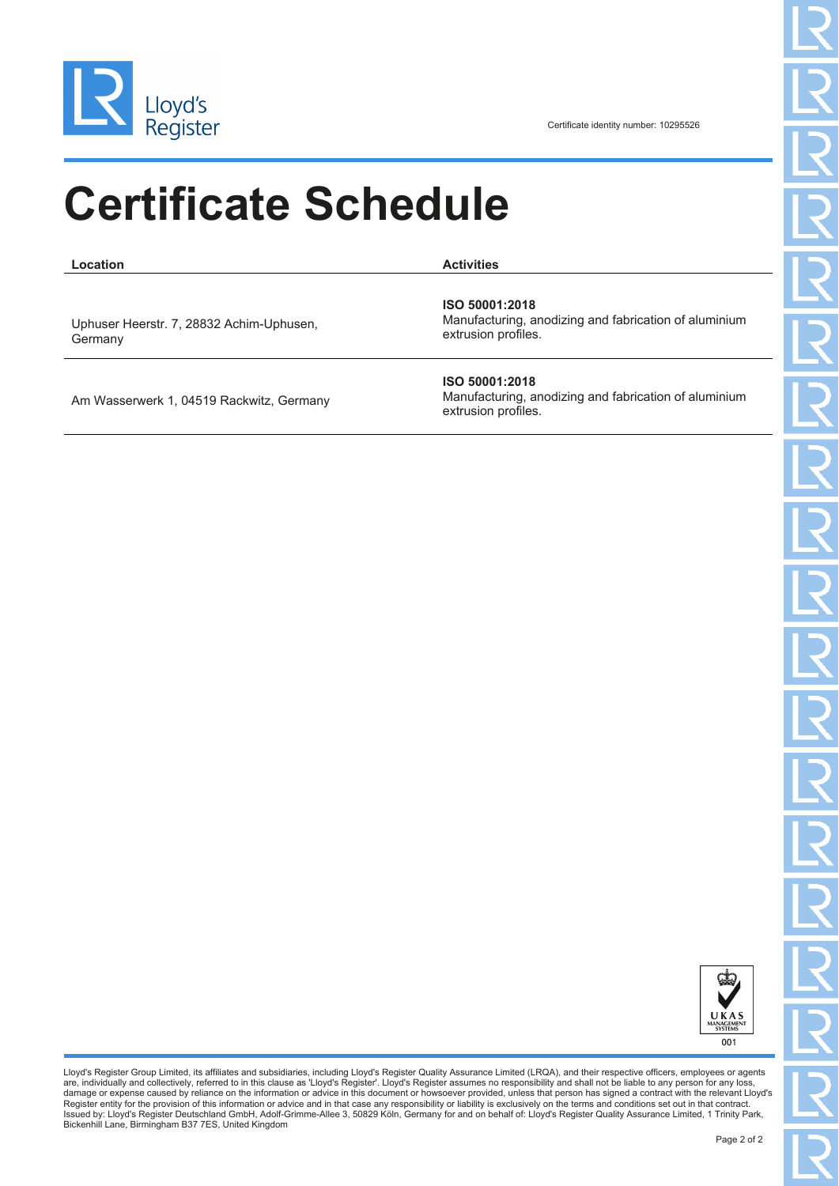Certificate identity number: 10295526

# Certificate Schedule

| Location | Activities |
|---|---|
| Uphuser Heerstr. 7, 28832 Achim-Uphusen, Germany | **ISO 50001:2018** Manufacturing, anodizing and fabrication of aluminium extrusion profiles. |
| Am Wasserwerk 1, 04519 Rackwitz, Germany | **ISO 50001:2018** Manufacturing, anodizing and fabrication of aluminium extrusion profiles. |

UKAS MANAGEMENT SYSTEMS
001

Lloyd's Register Group Limited, its affiliates and subsidiaries, including Lloyd's Register Quality Assurance Limited (LRQA), and their respective officers, employees or agents are, individually and collectively, referred to in this clause as 'Lloyd's Register'. Lloyd's Register assumes no responsibility and shall not be liable to any person for any loss, damage or expense caused by reliance on the information or advice in this document or howsoever provided, unless that person has signed a contract with the relevant Lloyd's Register entity for the provision of this information or advice and in that case any responsibility or liability is exclusively on the terms and conditions set out in that contract.
Issued by: Lloyd's Register Deutschland GmbH, Adolf-Grimme-Allee 3, 50829 Köln, Germany for and on behalf of: Lloyd's Register Quality Assurance Limited, 1 Trinity Park, Bickenhill Lane, Birmingham B37 7ES, United Kingdom